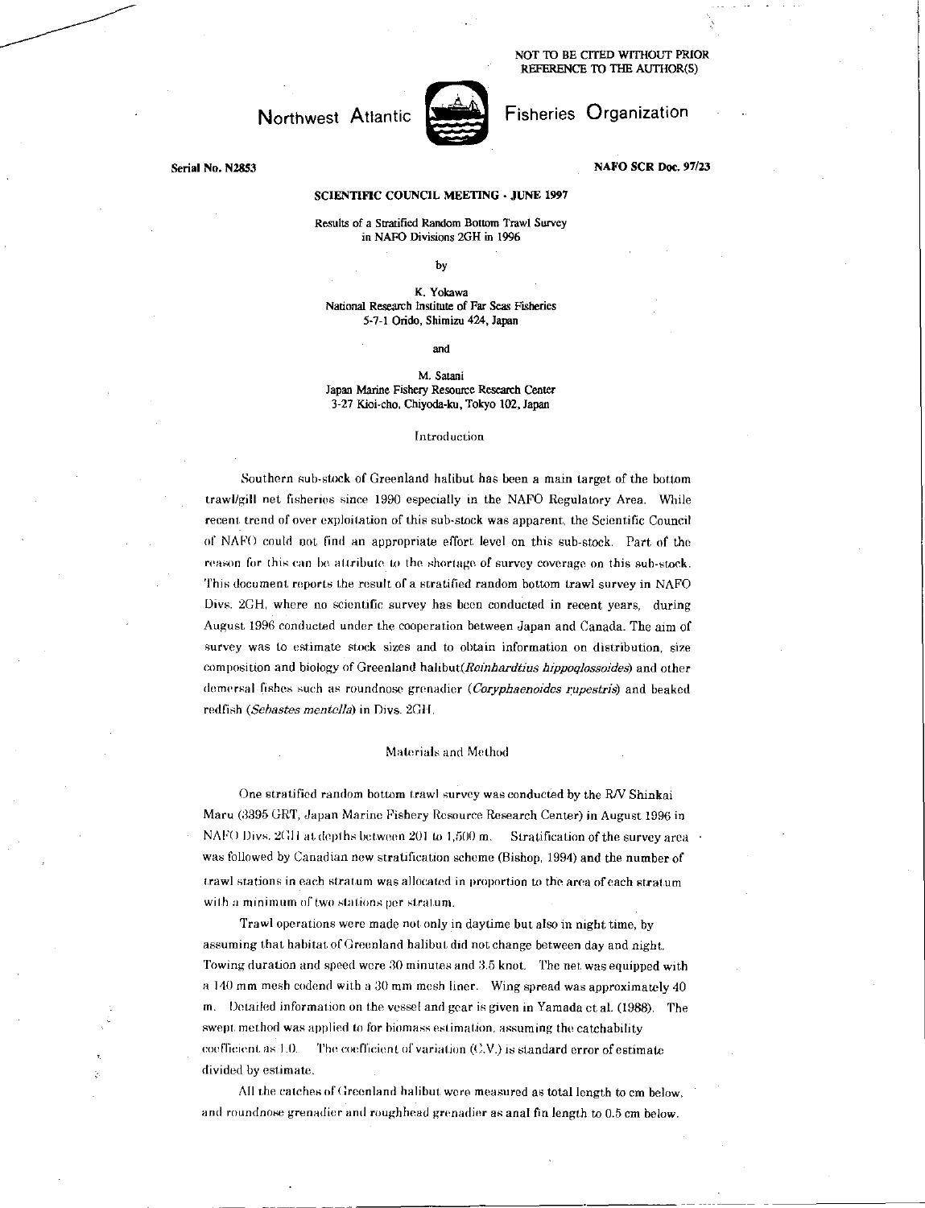NOT TO BE CITED WITHOUT PRIOR REFERENCE TO THE AUTHOR(S)

Northwest Atlantic Fisheries Organization

Serial No. N2853

NAFO SCR Doc. 97/23

**SCIENTIFIC COUNCIL MEETING - JUNE 1997**

# Results of a Stratified Random Bottom Trawl Survey in NAFO Divisions 2GH in 1996

by

K. Yokawa
National Research Institute of Far Seas Fisheries
5-7-1 Orido, Shimizu 424, Japan

and

M. Satani
Japan Marine Fishery Resource Research Center
3-27 Kioi-cho, Chiyoda-ku, Tokyo 102, Japan

## Introduction

Southern sub-stock of Greenland halibut has been a main target of the bottom trawl/gill net fisheries since 1990 especially in the NAFO Regulatory Area. While recent trend of over exploitation of this sub-stock was apparent, the Scientific Council of NAFO could not find an appropriate effort level on this sub-stock. Part of the reason for this can be attribute to the shortage of survey coverage on this sub-stock. This document reports the result of a stratified random bottom trawl survey in NAFO Divs. 2GH, where no scientific survey has been conducted in recent years, during August 1996 conducted under the cooperation between Japan and Canada. The aim of survey was to estimate stock sizes and to obtain information on distribution, size composition and biology of Greenland halibut(*Reinhardtius hippoglossoides*) and other demersal fishes such as roundnose grenadier (*Coryphaenoides rupestris*) and beaked redfish (*Sebastes mentella*) in Divs. 2GH.

## Materials and Method

One stratified random bottom trawl survey was conducted by the R/V Shinkai Maru (3395 GRT, Japan Marine Fishery Resource Research Center) in August 1996 in NAFO Divs. 2GH at depths between 201 to 1,500 m. Stratification of the survey area was followed by Canadian new stratification scheme (Bishop, 1994) and the number of trawl stations in each stratum was allocated in proportion to the area of each stratum with a minimum of two stations per stratum.

Trawl operations were made not only in daytime but also in night time, by assuming that habitat of Greenland halibut did not change between day and night. Towing duration and speed were 30 minutes and 3.5 knot. The net was equipped with a 140 mm mesh codend with a 30 mm mesh liner. Wing spread was approximately 40 m. Detailed information on the vessel and gear is given in Yamada et al. (1988). The swept method was applied to for biomass estimation, assuming the catchability coefficient as 1.0. The coefficient of variation (C.V.) is standard error of estimate divided by estimate.

All the catches of Greenland halibut were measured as total length to cm below, and roundnose grenadier and roughhead grenadier as anal fin length to 0.5 cm below.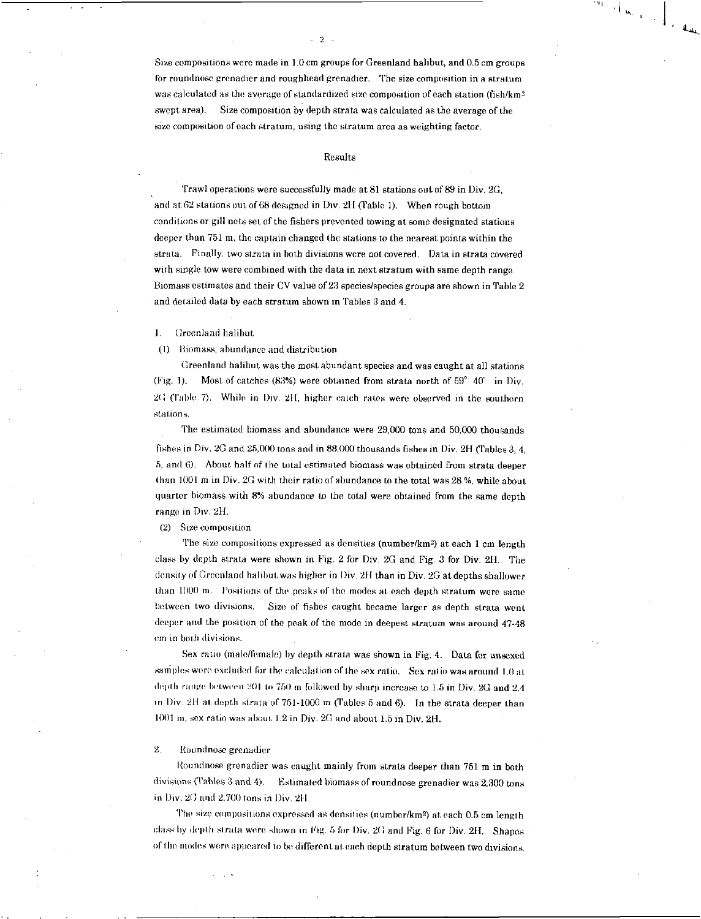Size compositions were made in 1.0 cm groups for Greenland halibut, and 0.5 cm groups for roundnose grenadier and roughhead grenadier. The size composition in a stratum was calculated as the average of standardized size composition of each station (fish/km$^2$ swept area). Size composition by depth strata was calculated as the average of the size composition of each stratum, using the stratum area as weighting factor.

## Results

Trawl operations were successfully made at 81 stations out of 89 in Div. 2G, and at 62 stations out of 68 designed in Div. 2H (Table 1). When rough bottom conditions or gill nets set of the fishers prevented towing at some designated stations deeper than 751 m, the captain changed the stations to the nearest points within the strata. Finally, two strata in both divisions were not covered. Data in strata covered with single tow were combined with the data in next stratum with same depth range. Biomass estimates and their CV value of 23 species/species groups are shown in Table 2 and detailed data by each stratum shown in Tables 3 and 4.

### 1. Greenland halibut

#### (1) Biomass, abundance and distribution

Greenland halibut was the most abundant species and was caught at all stations (Fig. 1). Most of catches (83%) were obtained from strata north of 59° 40' in Div. 2G (Table 7). While in Div. 2H, higher catch rates were observed in the southern stations.

The estimated biomass and abundance were 29,000 tons and 50,000 thousands fishes in Div. 2G and 25,000 tons and in 88,000 thousands fishes in Div. 2H (Tables 3, 4, 5, and 6). About half of the total estimated biomass was obtained from strata deeper than 1001 m in Div. 2G with their ratio of abundance to the total was 28 %, while about quarter biomass with 8% abundance to the total were obtained from the same depth range in Div. 2H.

#### (2) Size composition

The size compositions expressed as densities (number/km$^2$) at each 1 cm length class by depth strata were shown in Fig. 2 for Div. 2G and Fig. 3 for Div. 2H. The density of Greenland halibut was higher in Div. 2H than in Div. 2G at depths shallower than 1000 m. Positions of the peaks of the modes at each depth stratum were same between two divisions. Size of fishes caught became larger as depth strata went deeper and the position of the peak of the mode in deepest stratum was around 47-48 cm in both divisions.

Sex ratio (male/female) by depth strata was shown in Fig. 4. Data for unsexed samples were excluded for the calculation of the sex ratio. Sex ratio was around 1.0 at depth range between 201 to 750 m followed by sharp increase to 1.5 in Div. 2G and 2.4 in Div. 2H at depth strata of 751-1000 m (Tables 5 and 6). In the strata deeper than 1001 m, sex ratio was about 1.2 in Div. 2G and about 1.5 in Div. 2H.

### 2. Roundnose grenadier

Roundnose grenadier was caught mainly from strata deeper than 751 m in both divisions (Tables 3 and 4). Estimated biomass of roundnose grenadier was 2,300 tons in Div. 2G and 2,700 tons in Div. 2H.

The size compositions expressed as densities (number/km$^2$) at each 0.5 cm length class by depth strata were shown in Fig. 5 for Div. 2G and Fig. 6 for Div. 2H. Shapes of the modes were appeared to be different at each depth stratum between two divisions.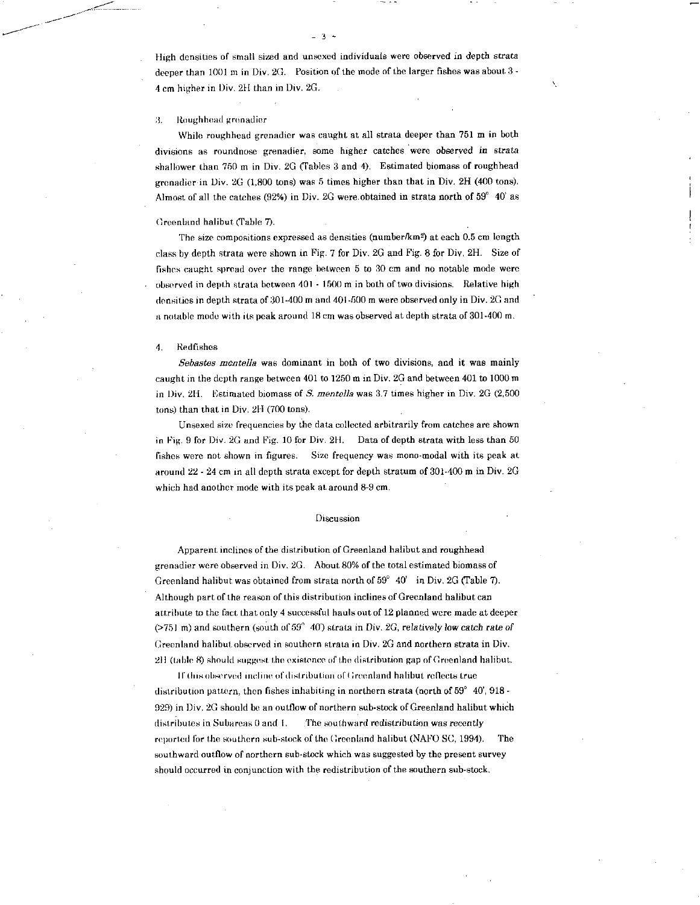High densities of small sized and unsexed individuals were observed in depth strata deeper than 1001 m in Div. 2G. Position of the mode of the larger fishes was about 3 - 4 cm higher in Div. 2H than in Div. 2G.

### 3. Roughhead grenadier

While roughhead grenadier was caught at all strata deeper than 751 m in both divisions as roundnose grenadier, some higher catches were observed in strata shallower than 750 m in Div. 2G (Tables 3 and 4). Estimated biomass of roughhead grenadier in Div. 2G (1,800 tons) was 5 times higher than that in Div. 2H (400 tons). Almost of all the catches (92%) in Div. 2G were obtained in strata north of 59° 40' as Greenland halibut (Table 7).

The size compositions expressed as densities (number/km$^2$) at each 0.5 cm length class by depth strata were shown in Fig. 7 for Div. 2G and Fig. 8 for Div. 2H. Size of fishes caught spread over the range between 5 to 30 cm and no notable mode were observed in depth strata between 401 - 1500 m in both of two divisions. Relative high densities in depth strata of 301-400 m and 401-500 m were observed only in Div. 2G and a notable mode with its peak around 18 cm was observed at depth strata of 301-400 m.

### 4. Redfishes

*Sebastes mentella* was dominant in both of two divisions, and it was mainly caught in the depth range between 401 to 1250 m in Div. 2G and between 401 to 1000 m in Div. 2H. Estimated biomass of *S. mentella* was 3.7 times higher in Div. 2G (2,500 tons) than that in Div. 2H (700 tons).

Unsexed size frequencies by the data collected arbitrarily from catches are shown in Fig. 9 for Div. 2G and Fig. 10 for Div. 2H. Data of depth strata with less than 50 fishes were not shown in figures. Size frequency was mono-modal with its peak at around 22 - 24 cm in all depth strata except for depth stratum of 301-400 m in Div. 2G which had another mode with its peak at around 8-9 cm.

## Discussion

Apparent inclines of the distribution of Greenland halibut and roughhead grenadier were observed in Div. 2G. About 80% of the total estimated biomass of Greenland halibut was obtained from strata north of 59° 40' in Div. 2G (Table 7). Although part of the reason of this distribution inclines of Greenland halibut can attribute to the fact that only 4 successful hauls out of 12 planned were made at deeper (>751 m) and southern (south of 59° 40') strata in Div. 2G, relatively low catch rate of Greenland halibut observed in southern strata in Div. 2G and northern strata in Div. 2H (table 8) should suggest the existence of the distribution gap of Greenland halibut.

If this observed incline of distribution of Greenland halibut reflects true distribution pattern, then fishes inhabiting in northern strata (north of 59° 40', 918 - 929) in Div. 2G should be an outflow of northern sub-stock of Greenland halibut which distributes in Subareas 0 and 1. The southward redistribution was recently reported for the southern sub-stock of the Greenland halibut (NAFO SC, 1994). The southward outflow of northern sub-stock which was suggested by the present survey should occurred in conjunction with the redistribution of the southern sub-stock.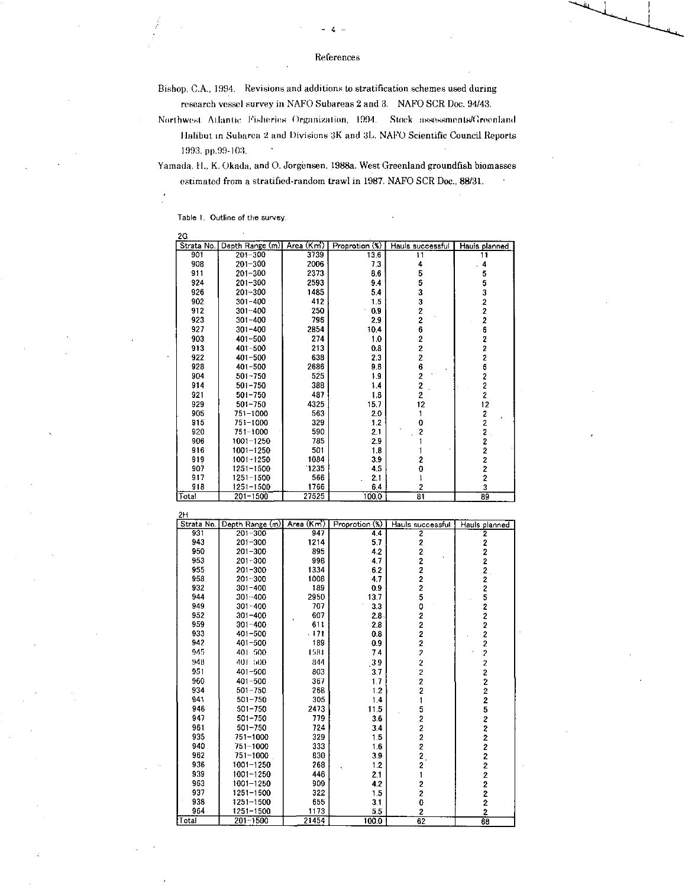## References

Bishop, C.A., 1994. Revisions and additions to stratification schemes used during research vessel survey in NAFO Subareas 2 and 3. NAFO SCR Doc. 94/43.

Northwest Atlantic Fisheries Organization, 1994. Stock assessments/Greenland Halibut in Subarea 2 and Divisions 3K and 3L. NAFO Scientific Council Reports 1993. pp.99-103.

Yamada, H., K. Okada, and O. Jorgensen. 1988a. West Greenland groundfish biomasses estimated from a stratified-random trawl in 1987. NAFO SCR Doc., 88/31.

Table 1. Outline of the survey.

2G

| Strata No. | Depth Range (m) | Area (Km²) | Proprotion (%) | Hauls successful | Hauls planned |
|---|---|---|---|---|---|
| 901 | 201–300 | 3739 | 13.6 | 11 | 11 |
| 908 | 201–300 | 2006 | 7.3 | 4 | 4 |
| 911 | 201–300 | 2373 | 8.6 | 5 | 5 |
| 924 | 201–300 | 2593 | 9.4 | 5 | 5 |
| 926 | 201–300 | 1485 | 5.4 | 3 | 3 |
| 902 | 301–400 | 412 | 1.5 | 3 | 2 |
| 912 | 301–400 | 250 | 0.9 | 2 | 2 |
| 923 | 301–400 | 796 | 2.9 | 2 | 2 |
| 927 | 301–400 | 2854 | 10.4 | 6 | 6 |
| 903 | 401–500 | 274 | 1.0 | 2 | 2 |
| 913 | 401–500 | 213 | 0.8 | 2 | 2 |
| 922 | 401–500 | 638 | 2.3 | 2 | 2 |
| 928 | 401–500 | 2686 | 9.8 | 6 | 6 |
| 904 | 501–750 | 525 | 1.9 | 2 | 2 |
| 914 | 501–750 | 388 | 1.4 | 2 | 2 |
| 921 | 501–750 | 487 | 1.8 | 2 | 2 |
| 929 | 501–750 | 4325 | 15.7 | 12 | 12 |
| 905 | 751–1000 | 563 | 2.0 | 1 | 2 |
| 915 | 751–1000 | 329 | 1.2 | 0 | 2 |
| 920 | 751–1000 | 590 | 2.1 | 2 | 2 |
| 906 | 1001–1250 | 785 | 2.9 | 1 | 2 |
| 916 | 1001–1250 | 501 | 1.8 | 1 | 2 |
| 919 | 1001–1250 | 1084 | 3.9 | 2 | 2 |
| 907 | 1251–1500 | 1235 | 4.5 | 0 | 2 |
| 917 | 1251–1500 | 566 | 2.1 | 1 | 2 |
| 918 | 1251–1500 | 1766 | 6.4 | 2 | 3 |
| Total | 201–1500 | 27525 | 100.0 | 81 | 89 |

2H

| Strata No. | Depth Range (m) | Area (Km²) | Proprotion (%) | Hauls successful | Hauls planned |
|---|---|---|---|---|---|
| 931 | 201–300 | 947 | 4.4 | 2 | 2 |
| 943 | 201–300 | 1214 | 5.7 | 2 | 2 |
| 950 | 201–300 | 895 | 4.2 | 2 | 2 |
| 953 | 201–300 | 998 | 4.7 | 2 | 2 |
| 955 | 201–300 | 1334 | 6.2 | 2 | 2 |
| 958 | 201–300 | 1008 | 4.7 | 2 | 2 |
| 932 | 301–400 | 189 | 0.9 | 2 | 2 |
| 944 | 301–400 | 2950 | 13.7 | 5 | 5 |
| 949 | 301–400 | 707 | 3.3 | 0 | 2 |
| 952 | 301–400 | 607 | 2.8 | 2 | 2 |
| 959 | 301–400 | 611 | 2.8 | 2 | 2 |
| 933 | 401–500 | 171 | 0.8 | 2 | 2 |
| 942 | 401–500 | 189 | 0.9 | 2 | 2 |
| 945 | 401–500 | 1581 | 7.4 | 2 | 2 |
| 948 | 401–500 | 844 | 3.9 | 2 | 2 |
| 951 | 401–500 | 803 | 3.7 | 2 | 2 |
| 960 | 401–500 | 367 | 1.7 | 2 | 2 |
| 934 | 501–750 | 268 | 1.2 | 2 | 2 |
| 941 | 501–750 | 305 | 1.4 | 1 | 2 |
| 946 | 501–750 | 2473 | 11.5 | 5 | 5 |
| 947 | 501–750 | 779 | 3.6 | 2 | 2 |
| 961 | 501–750 | 724 | 3.4 | 2 | 2 |
| 935 | 751–1000 | 329 | 1.5 | 2 | 2 |
| 940 | 751–1000 | 333 | 1.6 | 2 | 2 |
| 962 | 751–1000 | 830 | 3.9 | 2 | 2 |
| 936 | 1001–1250 | 268 | 1.2 | 2 | 2 |
| 939 | 1001–1250 | 446 | 2.1 | 1 | 2 |
| 963 | 1001–1250 | 909 | 4.2 | 2 | 2 |
| 937 | 1251–1500 | 322 | 1.5 | 2 | 2 |
| 938 | 1251–1500 | 655 | 3.1 | 0 | 2 |
| 964 | 1251–1500 | 1173 | 5.5 | 2 | 2 |
| Total | 201–1500 | 21454 | 100.0 | 62 | 68 |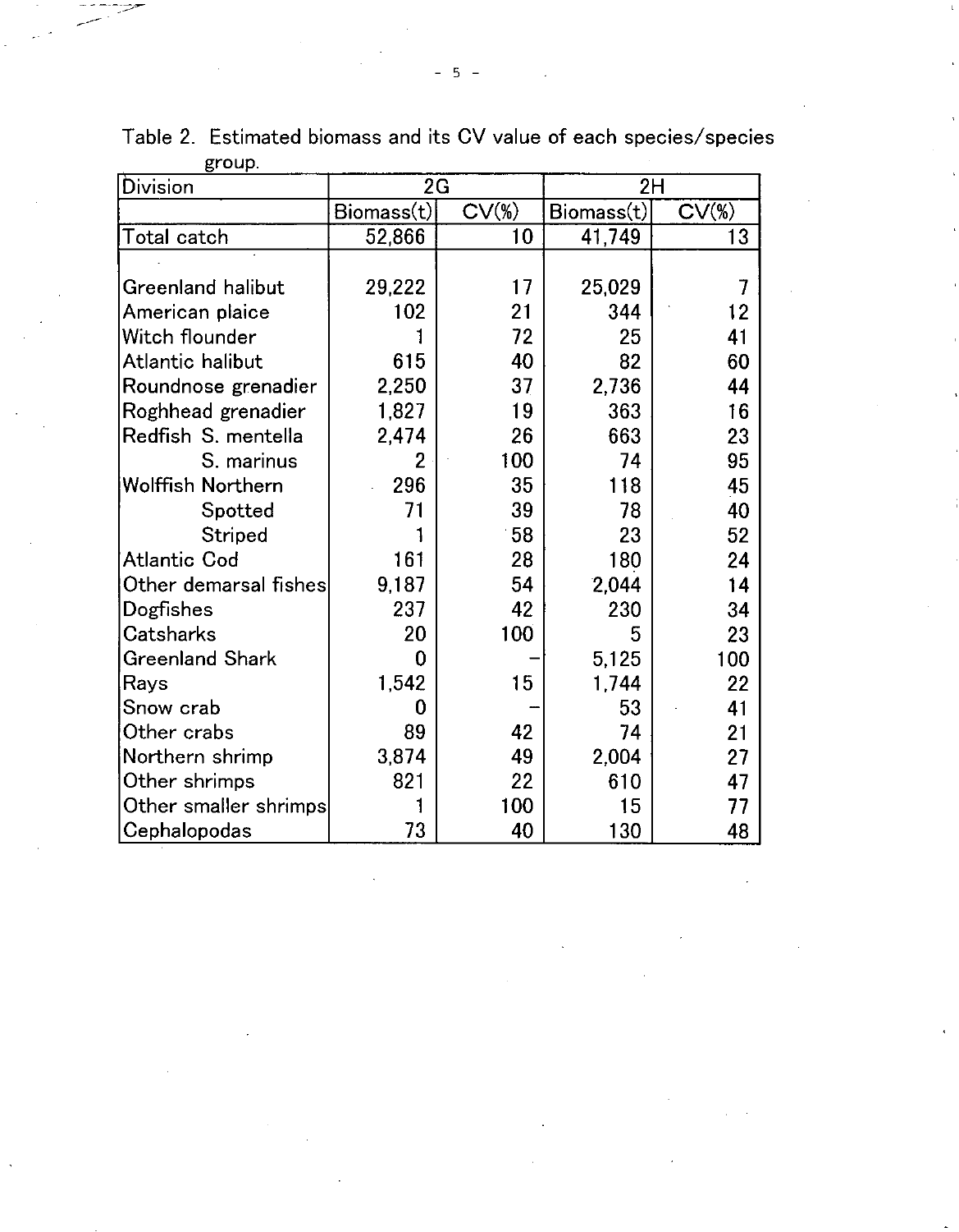Table 2. Estimated biomass and its CV value of each species/species group.

| Division | 2G | | 2H | |
|---|---|---|---|---|
| | Biomass(t) | CV(%) | Biomass(t) | CV(%) |
| Total catch | 52,866 | 10 | 41,749 | 13 |
| | | | | |
| Greenland halibut | 29,222 | 17 | 25,029 | 7 |
| American plaice | 102 | 21 | 344 | 12 |
| Witch flounder | 1 | 72 | 25 | 41 |
| Atlantic halibut | 615 | 40 | 82 | 60 |
| Roundnose grenadier | 2,250 | 37 | 2,736 | 44 |
| Roghhead grenadier | 1,827 | 19 | 363 | 16 |
| Redfish S. mentella | 2,474 | 26 | 663 | 23 |
| S. marinus | 2 | 100 | 74 | 95 |
| Wolffish Northern | 296 | 35 | 118 | 45 |
| Spotted | 71 | 39 | 78 | 40 |
| Striped | 1 | 58 | 23 | 52 |
| Atlantic Cod | 161 | 28 | 180 | 24 |
| Other demarsal fishes | 9,187 | 54 | 2,044 | 14 |
| Dogfishes | 237 | 42 | 230 | 34 |
| Catsharks | 20 | 100 | 5 | 23 |
| Greenland Shark | 0 | – | 5,125 | 100 |
| Rays | 1,542 | 15 | 1,744 | 22 |
| Snow crab | 0 | – | 53 | 41 |
| Other crabs | 89 | 42 | 74 | 21 |
| Northern shrimp | 3,874 | 49 | 2,004 | 27 |
| Other shrimps | 821 | 22 | 610 | 47 |
| Other smaller shrimps | 1 | 100 | 15 | 77 |
| Cephalopodas | 73 | 40 | 130 | 48 |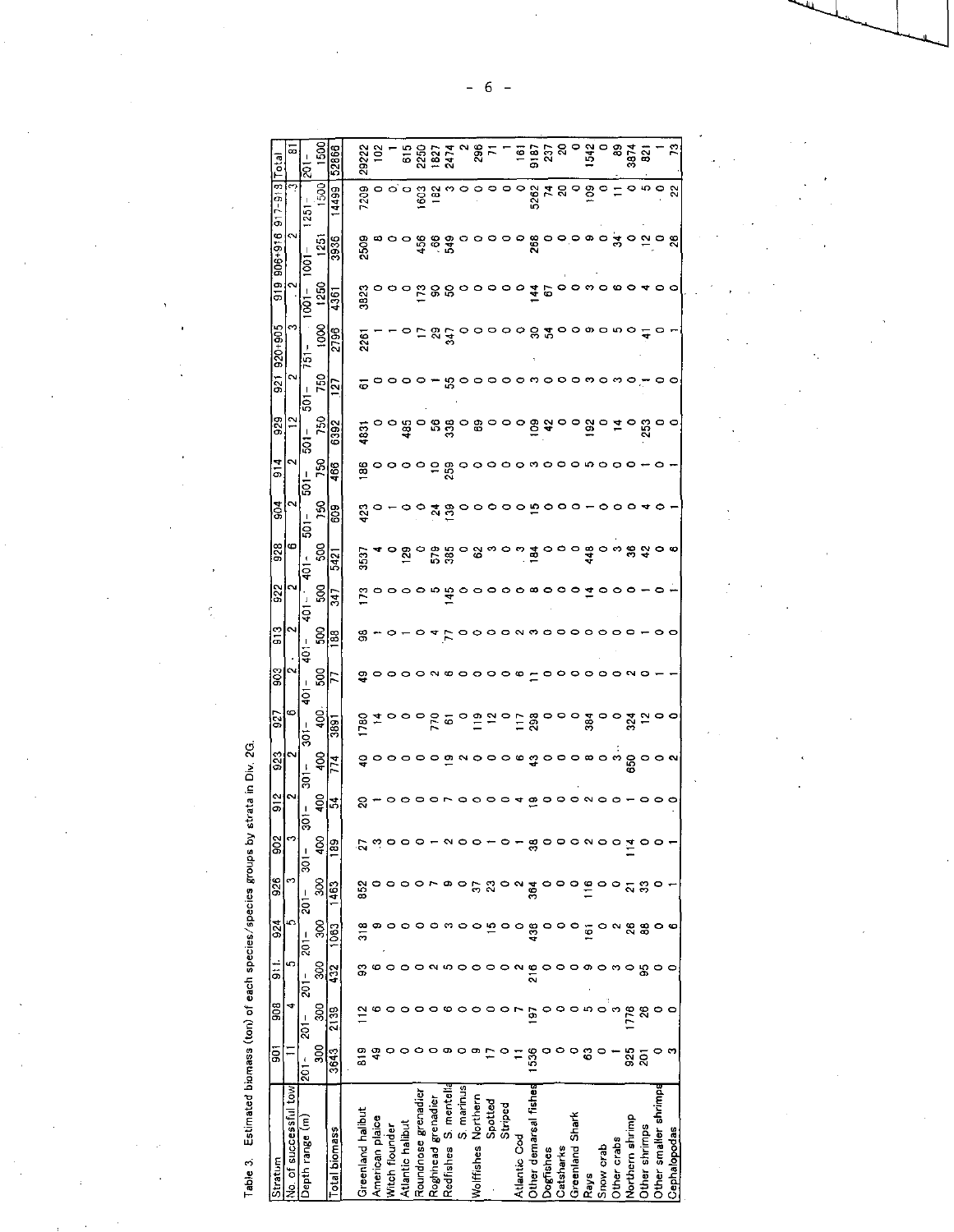Table 3. Estimated biomass (ton) of each species/species groups by strata in Div. 2G.

| Stratum | 901 | 908 | 911 | 924 | 926 | 902 | 912 | 923 | 927 | 903 | 913 | 922 | 928 | 904 | 914 | 929 | 921 | 920+905 | 919 | 906+916 | 917+918 | Total |
|---|---|---|---|---|---|---|---|---|---|---|---|---|---|---|---|---|---|---|---|---|---|---|
| No. of successful tow | 11 | 4 | 5 | 5 | 3 | 3 | 2 | 2 | 6 | 2 | 2 | 2 | 6 | 2 | 2 | 12 | 2 | 3 | 2 | 2 | 3 | 81 |
| Depth range (m) | 201-300 | 201-300 | 201-300 | 201-300 | 201-300 | 301-400 | 301-400 | 301-400 | 301-400 | 401-500 | 401-500 | 401-500 | 401-500 | 501-750 | 501-750 | 501-750 | 501-750 | 751-1000 | 1001-1250 | 1001-1251 | 1251-1500 | 201-1500 |
| Total biomass | 3643 | 2139 | 432 | 1063 | 1463 | 189 | 54 | 774 | 3891 | 77 | 188 | 347 | 5421 | 609 | 466 | 6392 | 127 | 2796 | 4361 | 3936 | 14499 | 52866 |
| Greenland halibut | 819 | 112 | 93 | 318 | 852 | 27 | 20 | 40 | 1780 | 49 | 98 | 173 | 3537 | 423 | 186 | 4831 | 61 | 2261 | 3823 | 2509 | 7209 | 29222 |
| American plaice | 49 | 6 | 6 | 9 | 0 | 3 | 1 | 0 | 14 | 0 | 1 | 0 | 4 | 0 | 0 | 0 | 0 | 1 | 0 | 8 | 0 | 102 |
| Witch flounder | 0 | 0 | 0 | 0 | 0 | 0 | 0 | 0 | 0 | 0 | 0 | 0 | 0 | 1 | 0 | 0 | 0 | 1 | 0 | 0 | 0 | 1 |
| Atlantic halibut | 0 | 0 | 0 | 0 | 0 | 0 | 0 | 0 | 0 | 0 | 1 | 0 | 129 | 0 | 0 | 485 | 0 | 0 | 0 | 0 | 0 | 615 |
| Roundnose grenadier | 0 | 0 | 0 | 0 | 0 | 0 | 0 | 0 | 0 | 0 | 0 | 0 | 0 | 0 | 0 | 0 | 0 | 17 | 173 | 456 | 1603 | 2250 |
| Roghhead grenadier | 0 | 0 | 2 | 0 | 7 | 1 | 0 | 0 | 770 | 2 | 4 | 5 | 579 | 24 | 10 | 56 | 1 | 29 | 90 | 66 | 182 | 1827 |
| Redfishes S. mentella | 9 | 6 | 5 | 3 | 9 | 2 | 7 | 19 | 61 | 6 | 77 | 145 | 385 | 139 | 259 | 338 | 55 | 347 | 50 | 549 | 3 | 2474 |
| S. marinus | 0 | 0 | 0 | 0 | 0 | 0 | 0 | 2 | 0 | 0 | 0 | 0 | 0 | 0 | 0 | 0 | 0 | 0 | 0 | 0 | 0 | 2 |
| Wolffishes Northern | 9 | 0 | 0 | 0 | 37 | 0 | 0 | 0 | 119 | 0 | 0 | 0 | 62 | 0 | 0 | 69 | 0 | 0 | 0 | 0 | 0 | 296 |
| Spotted | 17 | 0 | 0 | 15 | 23 | 1 | 0 | 0 | 12 | 0 | 0 | 0 | 3 | 0 | 0 | 0 | 0 | 0 | 0 | 0 | 0 | 71 |
| Striped | 0 | 0 | 0 | 0 | 0 | 0 | 0 | 0 | 0 | 0 | 0 | 0 | 0 | 0 | 0 | 0 | 0 | 0 | 0 | 0 | 0 | 1 |
| Atlantic Cod | 11 | 7 | 2 | 0 | 2 | 1 | 4 | 6 | 117 | 6 | 2 | 0 | 3 | 0 | 0 | 0 | 0 | 0 | 0 | 0 | 0 | 161 |
| Other demarsal fishes | 1536 | 197 | 216 | 436 | 364 | 38 | 19 | 43 | 298 | 11 | 3 | 8 | 184 | 15 | 3 | 109 | 3 | 30 | 144 | 268 | 5262 | 9187 |
| Dogfishes | 0 | 0 | 0 | 0 | 0 | 0 | 0 | 0 | 0 | 0 | 0 | 0 | 0 | 0 | 0 | 42 | 0 | 54 | 67 | 0 | 74 | 237 |
| Catsharks | 0 | 0 | 0 | 0 | 0 | 0 | 0 | 0 | 0 | 0 | 0 | 0 | 0 | 0 | 0 | 0 | 0 | 0 | 0 | 0 | 20 | 20 |
| Greenland Shark | 0 | 0 | 0 | 0 | 0 | 0 | 0 | 0 | 0 | 0 | 0 | 0 | 0 | 0 | 0 | 0 | 0 | 0 | 0 | 0 | 0 | 0 |
| Rays | 63 | 5 | 9 | 161 | 116 | 2 | 2 | 8 | 384 | 0 | 0 | 14 | 448 | 1 | 5 | 192 | 3 | 9 | 3 | 9 | 109 | 1542 |
| Snow crab | 0 | 0 | 0 | 0 | 0 | 0 | 0 | 0 | 0 | 0 | 0 | 0 | 0 | 0 | 0 | 0 | 0 | 0 | 0 | 0 | 0 | 0 |
| Other crabs | 1 | 3 | 3 | 2 | 0 | 0 | 0 | 3 | 0 | 0 | 0 | 0 | 3 | 0 | 0 | 14 | 3 | 5 | 6 | 34 | 11 | 89 |
| Northern shrimp | 925 | 1776 | 0 | 28 | 21 | 114 | 1 | 650 | 324 | 2 | 0 | 0 | 36 | 0 | 0 | 0 | 0 | 0 | 0 | 0 | 0 | 3874 |
| Other shrimps | 201 | 26 | 95 | 88 | 33 | 0 | 0 | 0 | 12 | 0 | 1 | 1 | 42 | 4 | 1 | 253 | 1 | 41 | 4 | 12 | 5 | 821 |
| Other smaller shrimps | 0 | 0 | 0 | 0 | 0 | 0 | 0 | 0 | 0 | 1 | 0 | 0 | 0 | 0 | 0 | 0 | 0 | 0 | 0 | 0 | 0 | 1 |
| Cephalopodas | 3 | 0 | 0 | 6 | 1 | 1 | 0 | 2 | 0 | 1 | 0 | 1 | 6 | 1 | 1 | 0 | 0 | 1 | 0 | 26 | 22 | 73 |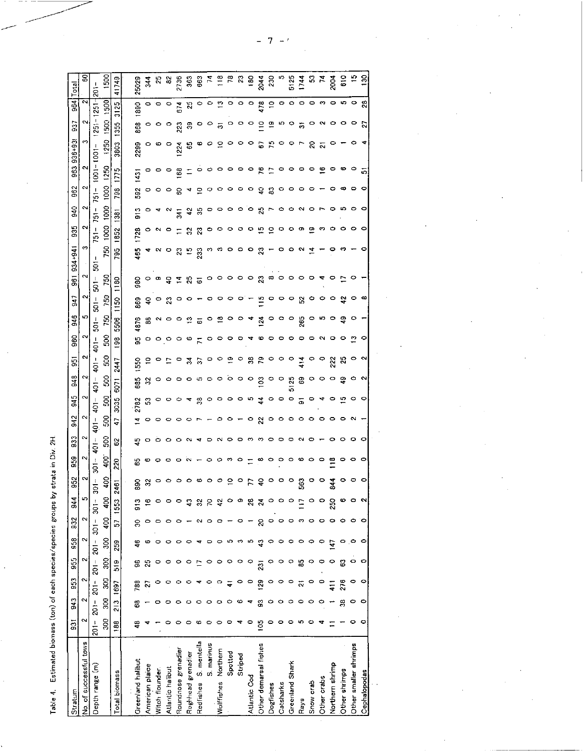Table 4. Estimated biomass (ton) of each species/species groups by strata in Div. 2H

| Stratum | 931 | 943 | 953 | 955 | 958 | 932 | 944 | 952 | 959 | 933 | 942 | 945 | 948 | 951 | 960 | 946 | 947 | 961 | 934+941 | 935 | 940 | 962 | 963 | 936+938 | 937 | 954 | Total |
|---|---|---|---|---|---|---|---|---|---|---|---|---|---|---|---|---|---|---|---|---|---|---|---|---|---|---|---|
| No. of successful tows | 2 | 2 | 2 | 2 | 2 | 2 | 5 | 2 | 2 | 2 | 2 | 2 | 2 | 2 | 2 | 5 | 2 | 2 | 3 | 2 | 2 | 2 | 2 | 3 | 2 | 2 | 60 |
| Depth range (m) | 201-300 | 201-300 | 201-300 | 201-300 | 201-300 | 301-400 | 301-400 | 301-400 | 301-400 | 401-500 | 401-500 | 401-500 | 401-500 | 401-500 | 401-500 | 501-750 | 501-750 | 501-750 | 501-750 | 751-1000 | 751-1000 | 751-1000 | 1001-1250 | 1001-1250 | 1251-1500 | 1251-1500 | 201-1500 |
| Total biomass | 188 | 213 | 1697 | 519 | 259 | 57 | 1553 | 2461 | 220 | 62 | 47 | 3035 | 6071 | 2447 | 198 | 5506 | 1150 | 1180 | 795 | 1852 | 1381 | 798 | 1775 | 3803 | 1355 | 3125 | 41749 |
| Greenland halibut | 48 | 68 | 788 | 96 | 46 | 30 | 913 | 890 | 65 | 45 | 14 | 2782 | 685 | 1550 | 95 | 4876 | 869 | 980 | 465 | 1728 | 913 | 592 | 1431 | 2299 | 868 | 1890 | 25029 |
| American plaice | 4 | 1 | 27 | 25 | 6 | 0 | 16 | 32 | 6 | 0 | 0 | 53 | 32 | 10 | 0 | 88 | 40 | 0 | 4 | 0 | 0 | 0 | 0 | 0 | 0 | 0 | 344 |
| Witch flounder | 1 | 0 | 0 | 0 | 0 | 0 | 0 | 0 | 0 | 0 | 0 | 0 | 0 | 0 | 0 | 2 | 0 | 9 | 2 | 2 | 4 | 0 | 0 | 6 | 0 | 0 | 25 |
| Atlantic halibut | 0 | 0 | 0 | 0 | 0 | 0 | 0 | 0 | 0 | 0 | 0 | 0 | 0 | 17 | 0 | 0 | 23 | 40 | 0 | 0 | 2 | 0 | 0 | 0 | 0 | 0 | 82 |
| Roundnose grenadier | 0 | 0 | 0 | 0 | 0 | 0 | 0 | 0 | 0 | 0 | 0 | 0 | 0 | 0 | 0 | 0 | 0 | 14 | 23 | 11 | 341 | 60 | 168 | 1224 | 223 | 674 | 2736 |
| Roghhead grenadier | 0 | 0 | 0 | 0 | 0 | 1 | 43 | 0 | 2 | 2 | 0 | 4 | 0 | 34 | 6 | 13 | 0 | 25 | 15 | 32 | 42 | 4 | 11 | 65 | 39 | 25 | 363 |
| Redfishes S. mentella | 6 | 0 | 4 | 17 | 4 | 2 | 32 | 6 | 1 | 4 | 7 | 38 | 5 | 37 | 71 | 61 | 1 | 61 | 233 | 23 | 35 | 10 | 0 | 6 | 0 | 0 | 663 |
| S. marinus | 0 | 0 | 0 | 0 | 0 | 0 | 70 | 0 | 0 | 0 | 1 | 0 | 0 | 0 | 0 | 0 | 0 | 0 | 3 | 0 | 0 | 0 | 0 | 0 | 0 | 0 | 74 |
| Wolffishes Northern | 0 | 0 | 0 | 0 | 0 | 0 | 42 | 0 | 0 | 2 | 0 | 0 | 0 | 0 | 0 | 18 | 0 | 0 | 3 | 0 | 0 | 0 | 0 | 10 | 31 | 13 | 118 |
| Spotted | 0 | 0 | 41 | 0 | 5 | 1 | 0 | 10 | 3 | 0 | 0 | 0 | 0 | 19 | 0 | 0 | 0 | 0 | 0 | 0 | 0 | 0 | 0 | 0 | 0 | 0 | 78 |
| Striped | 4 | 6 | 0 | 0 | 3 | 0 | 9 | 0 | 0 | 0 | 1 | 0 | 0 | 0 | 0 | 0 | 0 | 0 | 0 | 0 | 0 | 0 | 0 | 0 | 0 | 0 | 23 |
| Atlantic Cod | 0 | 4 | 0 | 0 | 5 | 1 | 28 | 77 | 11 | 3 | 0 | 5 | 0 | 38 | 4 | 4 | 1 | 0 | 0 | 0 | 0 | 0 | 0 | 0 | 0 | 0 | 180 |
| Other demarsal fishes | 105 | 93 | 129 | 231 | 43 | 20 | 24 | 40 | 8 | 3 | 22 | 44 | 103 | 79 | 6 | 124 | 115 | 23 | 23 | 15 | 25 | 40 | 76 | 67 | 110 | 478 | 2044 |
| Dogfishes | 0 | 0 | 0 | 0 | 0 | 0 | 0 | 0 | 0 | 0 | 0 | 0 | 0 | 0 | 0 | 0 | 0 | 8 | 1 | 10 | 7 | 83 | 17 | 75 | 19 | 10 | 230 |
| Catsharks | 0 | 0 | 0 | 0 | 0 | 0 | 0 | 0 | 0 | 0 | 0 | 0 | 0 | 0 | 0 | 0 | 0 | 0 | 0 | 0 | 0 | 0 | 0 | 0 | 5 | 0 | 5 |
| Greenland Shark | 0 | 0 | 0 | 0 | 0 | 0 | 0 | 0 | 0 | 0 | 0 | 0 | 5125 | 0 | 0 | 0 | 0 | 0 | 0 | 0 | 0 | 0 | 0 | 0 | 0 | 0 | 5125 |
| Rays | 5 | 0 | 21 | 85 | 0 | 3 | 117 | 563 | 6 | 2 | 0 | 91 | 69 | 414 | 0 | 265 | 52 | 0 | 2 | 9 | 2 | 0 | 0 | 7 | 31 | 0 | 1744 |
| Snow crab | 0 | 0 | 0 | 0 | 0 | 0 | 0 | 0 | 0 | 0 | 0 | 0 | 0 | 0 | 0 | 0 | 0 | 0 | 14 | 19 | 0 | 0 | 0 | 20 | 0 | 0 | 53 |
| Other crabs | 4 | 0 | 0 | 0 | 0 | 0 | 0 | 0 | 0 | 1 | 0 | 4 | 0 | 0 | 2 | 5 | 0 | 4 | 1 | 3 | 7 | 1 | 16 | 21 | 2 | 3 | 74 |
| Northern shrimp | 11 | 1 | 411 | 0 | 147 | 0 | 250 | 844 | 118 | 0 | 0 | 0 | 0 | 222 | 0 | 0 | 0 | 0 | 0 | 0 | 0 | 0 | 0 | 0 | 0 | 0 | 2004 |
| Other shrimps | 1 | 38 | 276 | 63 | 0 | 0 | 6 | 0 | 0 | 0 | 0 | 15 | 49 | 25 | 0 | 49 | 42 | 17 | 3 | 0 | 5 | 8 | 6 | 1 | 0 | 5 | 610 |
| Other smaller shrimps | 0 | 0 | 0 | 0 | 0 | 0 | 0 | 0 | 0 | 0 | 2 | 0 | 0 | 0 | 13 | 0 | 0 | 0 | 1 | 0 | 0 | 0 | 0 | 0 | 0 | 0 | 15 |
| Cephalopodas | 0 | 0 | 0 | 0 | 0 | 0 | 2 | 0 | 0 | 0 | 1 | 0 | 2 | 2 | 0 | 1 | 8 | 1 | 0 | 0 | 0 | 0 | 51 | 4 | 27 | 28 | 130 |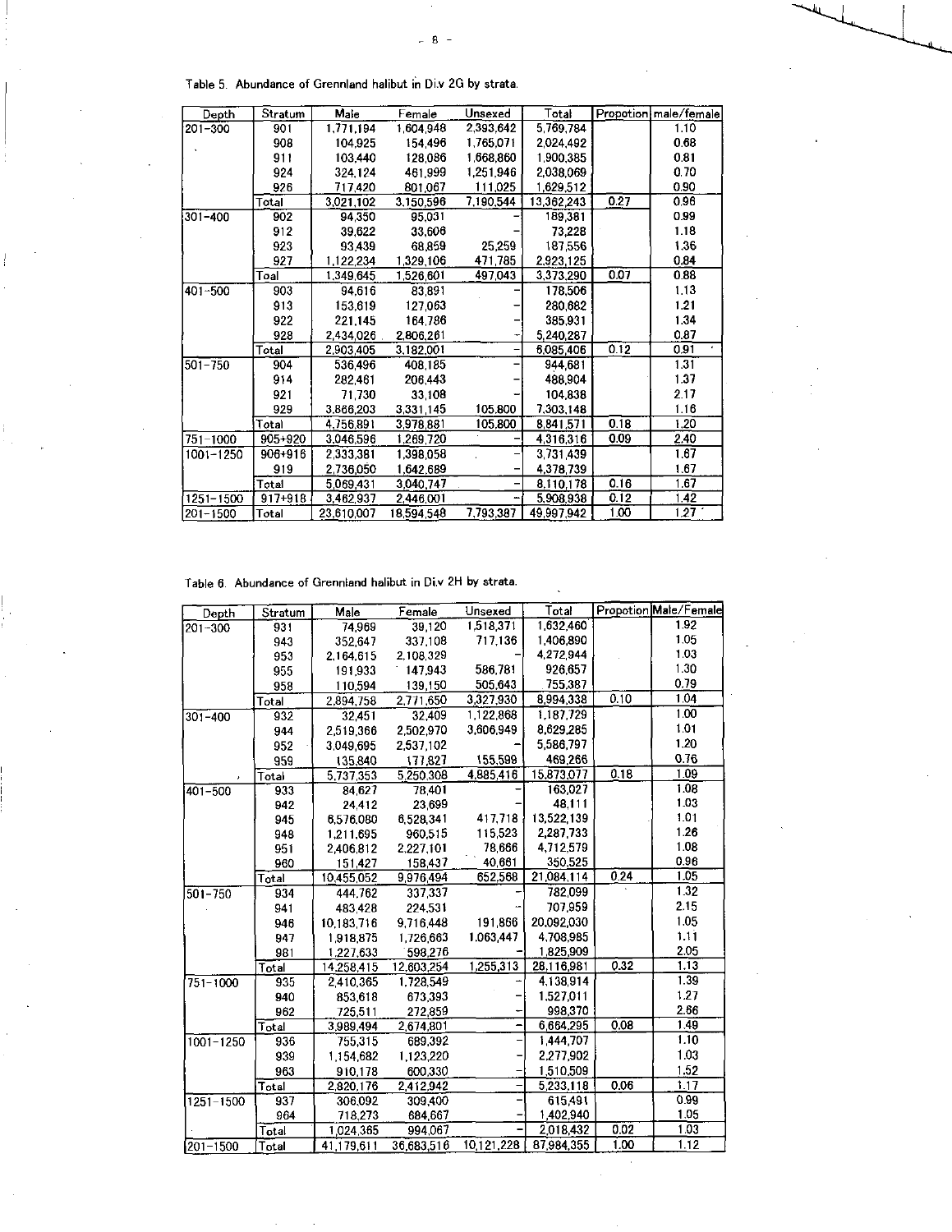Table 5. Abundance of Grennland halibut in Di.v 2G by strata.

| Depth | Stratum | Male | Female | Unsexed | Total | Propotion | male/female |
|---|---|---|---|---|---|---|---|
| 201-300 | 901 | 1,771,194 | 1,604,948 | 2,393,642 | 5,769,784 | | 1.10 |
| | 908 | 104,925 | 154,496 | 1,765,071 | 2,024,492 | | 0.68 |
| | 911 | 103,440 | 128,086 | 1,668,860 | 1,900,385 | | 0.81 |
| | 924 | 324,124 | 461,999 | 1,251,946 | 2,038,069 | | 0.70 |
| | 926 | 717,420 | 801,067 | 111,025 | 1,629,512 | | 0.90 |
| | Total | 3,021,102 | 3,150,596 | 7,190,544 | 13,362,243 | 0.27 | 0.96 |
| 301-400 | 902 | 94,350 | 95,031 | - | 189,381 | | 0.99 |
| | 912 | 39,622 | 33,606 | - | 73,228 | | 1.18 |
| | 923 | 93,439 | 68,859 | 25,259 | 187,556 | | 1.36 |
| | 927 | 1,122,234 | 1,329,106 | 471,785 | 2,923,125 | | 0.84 |
| | Toal | 1,349,645 | 1,526,601 | 497,043 | 3,373,290 | 0.07 | 0.88 |
| 401-500 | 903 | 94,616 | 83,891 | - | 178,506 | | 1.13 |
| | 913 | 153,619 | 127,063 | - | 280,682 | | 1.21 |
| | 922 | 221,145 | 164,786 | - | 385,931 | | 1.34 |
| | 928 | 2,434,026 | 2,806,261 | - | 5,240,287 | | 0.87 |
| | Total | 2,903,405 | 3,182,001 | - | 6,085,406 | 0.12 | 0.91 |
| 501-750 | 904 | 536,496 | 408,185 | - | 944,681 | | 1.31 |
| | 914 | 282,461 | 206,443 | - | 488,904 | | 1.37 |
| | 921 | 71,730 | 33,108 | - | 104,838 | | 2.17 |
| | 929 | 3,866,203 | 3,331,145 | 105,800 | 7,303,148 | | 1.16 |
| | Total | 4,756,891 | 3,978,881 | 105,800 | 8,841,571 | 0.18 | 1.20 |
| 751-1000 | 905+920 | 3,046,596 | 1,269,720 | - | 4,316,316 | 0.09 | 2.40 |
| 1001-1250 | 906+916 | 2,333,381 | 1,398,058 | - | 3,731,439 | | 1.67 |
| | 919 | 2,736,050 | 1,642,689 | - | 4,378,739 | | 1.67 |
| | Total | 5,069,431 | 3,040,747 | - | 8,110,178 | 0.16 | 1.67 |
| 1251-1500 | 917+918 | 3,462,937 | 2,446,001 | - | 5,908,938 | 0.12 | 1.42 |
| 201-1500 | Total | 23,610,007 | 18,594,548 | 7,793,387 | 49,997,942 | 1.00 | 1.27 |

Table 6. Abundance of Grennland halibut in Di.v 2H by strata.

| Depth | Stratum | Male | Female | Unsexed | Total | Propotion | Male/Female |
|---|---|---|---|---|---|---|---|
| 201-300 | 931 | 74,969 | 39,120 | 1,518,371 | 1,632,460 | | 1.92 |
| | 943 | 352,647 | 337,108 | 717,136 | 1,406,890 | | 1.05 |
| | 953 | 2,164,615 | 2,108,329 | - | 4,272,944 | | 1.03 |
| | 955 | 191,933 | 147,943 | 586,781 | 926,657 | | 1.30 |
| | 958 | 110,594 | 139,150 | 505,643 | 755,387 | | 0.79 |
| | Total | 2,894,758 | 2,771,650 | 3,327,930 | 8,994,338 | 0.10 | 1.04 |
| 301-400 | 932 | 32,451 | 32,409 | 1,122,868 | 1,187,729 | | 1.00 |
| | 944 | 2,519,366 | 2,502,970 | 3,606,949 | 8,629,285 | | 1.01 |
| | 952 | 3,049,695 | 2,537,102 | - | 5,586,797 | | 1.20 |
| | 959 | 135,840 | 177,827 | 155,599 | 469,266 | | 0.76 |
| | Total | 5,737,353 | 5,250,308 | 4,885,416 | 15,873,077 | 0.18 | 1.09 |
| 401-500 | 933 | 84,627 | 78,401 | - | 163,027 | | 1.08 |
| | 942 | 24,412 | 23,699 | - | 48,111 | | 1.03 |
| | 945 | 6,576,080 | 6,528,341 | 417,718 | 13,522,139 | | 1.01 |
| | 948 | 1,211,695 | 960,515 | 115,523 | 2,287,733 | | 1.26 |
| | 951 | 2,406,812 | 2,227,101 | 78,666 | 4,712,579 | | 1.08 |
| | 960 | 151,427 | 158,437 | 40,661 | 350,525 | | 0.96 |
| | Total | 10,455,052 | 9,976,494 | 652,568 | 21,084,114 | 0.24 | 1.05 |
| 501-750 | 934 | 444,762 | 337,337 | - | 782,099 | | 1.32 |
| | 941 | 483,428 | 224,531 | - | 707,959 | | 2.15 |
| | 946 | 10,183,716 | 9,716,448 | 191,866 | 20,092,030 | | 1.05 |
| | 947 | 1,918,875 | 1,726,663 | 1,063,447 | 4,708,985 | | 1.11 |
| | 961 | 1,227,633 | 598,276 | - | 1,825,909 | | 2.05 |
| | Total | 14,258,415 | 12,603,254 | 1,255,313 | 28,116,981 | 0.32 | 1.13 |
| 751-1000 | 935 | 2,410,365 | 1,728,549 | - | 4,138,914 | | 1.39 |
| | 940 | 853,618 | 673,393 | - | 1,527,011 | | 1.27 |
| | 962 | 725,511 | 272,859 | - | 998,370 | | 2.66 |
| | Total | 3,989,494 | 2,674,801 | - | 6,664,295 | 0.08 | 1.49 |
| 1001-1250 | 936 | 755,315 | 689,392 | - | 1,444,707 | | 1.10 |
| | 939 | 1,154,682 | 1,123,220 | - | 2,277,902 | | 1.03 |
| | 963 | 910,178 | 600,330 | - | 1,510,509 | | 1.52 |
| | Total | 2,820,176 | 2,412,942 | - | 5,233,118 | 0.06 | 1.17 |
| 1251-1500 | 937 | 306,092 | 309,400 | - | 615,491 | | 0.99 |
| | 964 | 718,273 | 684,667 | - | 1,402,940 | | 1.05 |
| | Total | 1,024,365 | 994,067 | - | 2,018,432 | 0.02 | 1.03 |
| 201-1500 | Total | 41,179,611 | 36,683,516 | 10,121,228 | 87,984,355 | 1.00 | 1.12 |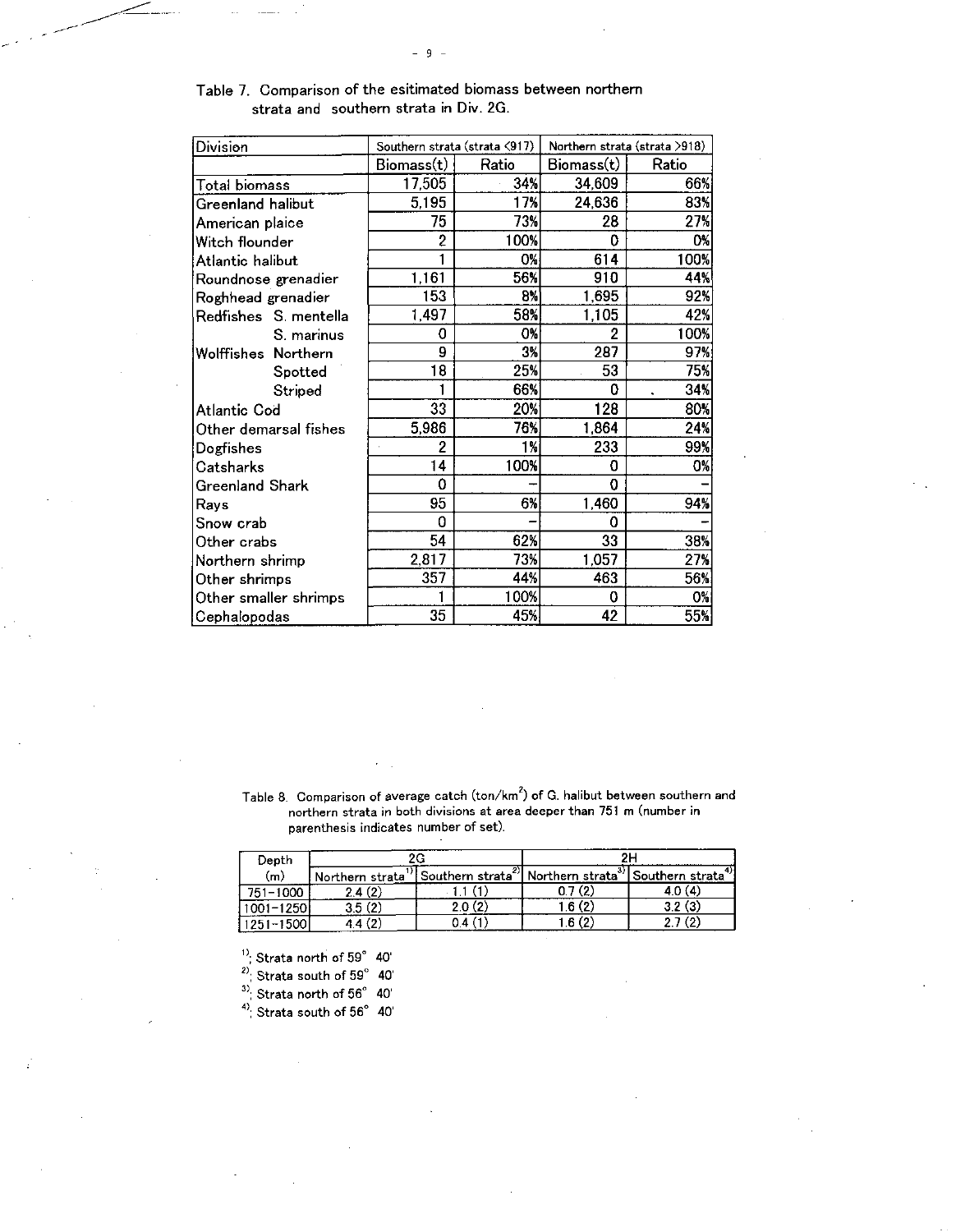Table 7. Comparison of the esitimated biomass between northern strata and southern strata in Div. 2G.

| Division | Southern strata (strata <917) | | Northern strata (strata >918) | |
|---|---|---|---|---|
| | Biomass(t) | Ratio | Biomass(t) | Ratio |
| Total biomass | 17,505 | 34% | 34,609 | 66% |
| Greenland halibut | 5,195 | 17% | 24,636 | 83% |
| American plaice | 75 | 73% | 28 | 27% |
| Witch flounder | 2 | 100% | 0 | 0% |
| Atlantic halibut | 1 | 0% | 614 | 100% |
| Roundnose grenadier | 1,161 | 56% | 910 | 44% |
| Roghhead grenadier | 153 | 8% | 1,695 | 92% |
| Redfishes S. mentella | 1,497 | 58% | 1,105 | 42% |
| S. marinus | 0 | 0% | 2 | 100% |
| Wolffishes Northern | 9 | 3% | 287 | 97% |
| Spotted | 18 | 25% | 53 | 75% |
| Striped | 1 | 66% | 0 | 34% |
| Atlantic Cod | 33 | 20% | 128 | 80% |
| Other demarsal fishes | 5,986 | 76% | 1,864 | 24% |
| Dogfishes | 2 | 1% | 233 | 99% |
| Catsharks | 14 | 100% | 0 | 0% |
| Greenland Shark | 0 | - | 0 | - |
| Rays | 95 | 6% | 1,460 | 94% |
| Snow crab | 0 | - | 0 | - |
| Other crabs | 54 | 62% | 33 | 38% |
| Northern shrimp | 2,817 | 73% | 1,057 | 27% |
| Other shrimps | 357 | 44% | 463 | 56% |
| Other smaller shrimps | 1 | 100% | 0 | 0% |
| Cephalopodas | 35 | 45% | 42 | 55% |

Table 8. Comparison of average catch (ton/km$^2$) of G. halibut between southern and northern strata in both divisions at area deeper than 751 m (number in parenthesis indicates number of set).

| Depth (m) | 2G | | 2H | |
|---|---|---|---|---|
| | Northern strata[1] | Southern strata[2] | Northern strata[3] | Southern strata[4] |
| 751-1000 | 2.4 (2) | 1.1 (1) | 0.7 (2) | 4.0 (4) |
| 1001-1250 | 3.5 (2) | 2.0 (2) | 1.6 (2) | 3.2 (3) |
| 1251-1500 | 4.4 (2) | 0.4 (1) | 1.6 (2) | 2.7 (2) |

[1]; Strata north of 59° 40'

[2]; Strata south of 59° 40'

[3]; Strata north of 56° 40'

[4]; Strata south of 56° 40'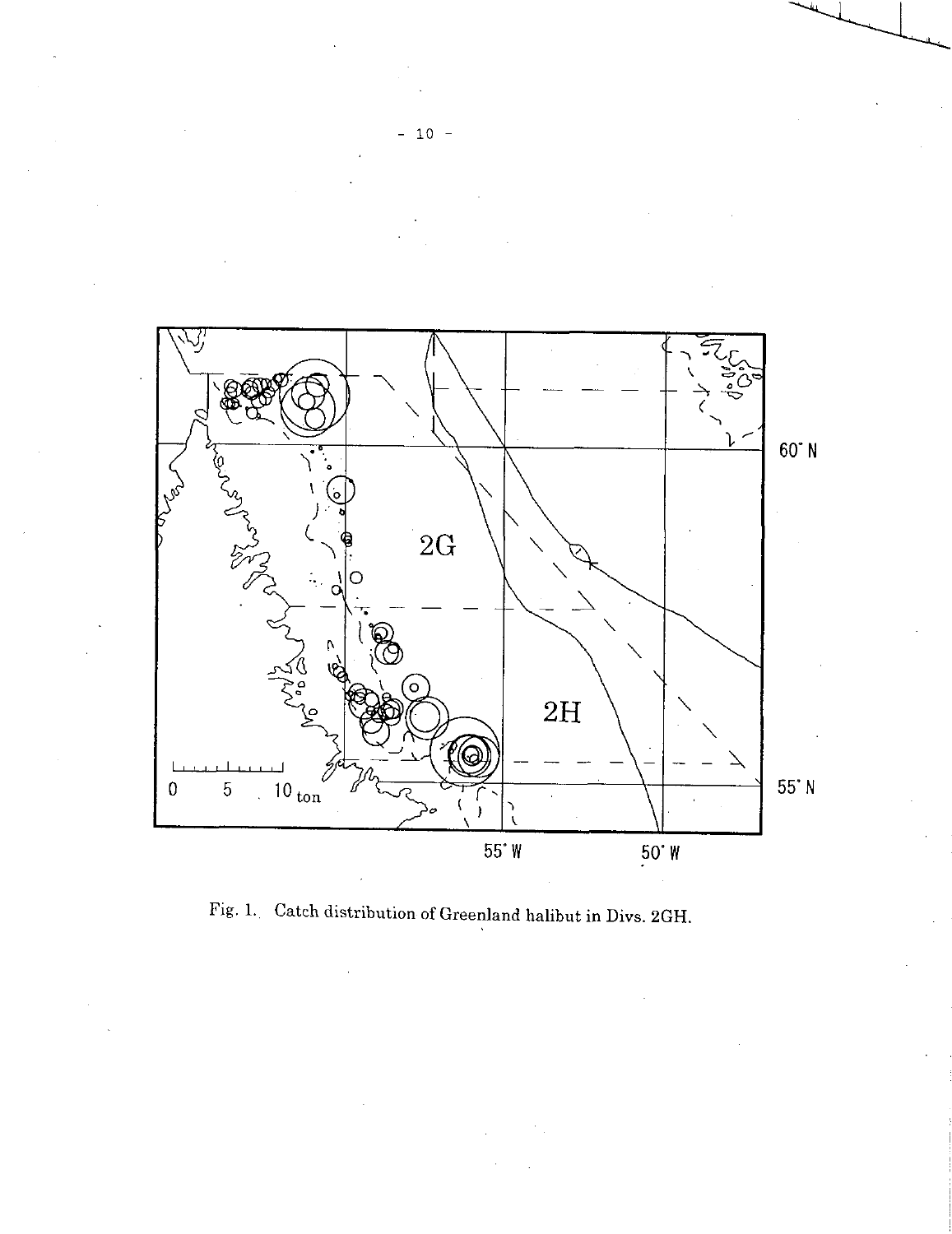Fig. 1. Catch distribution of Greenland halibut in Divs. 2GH.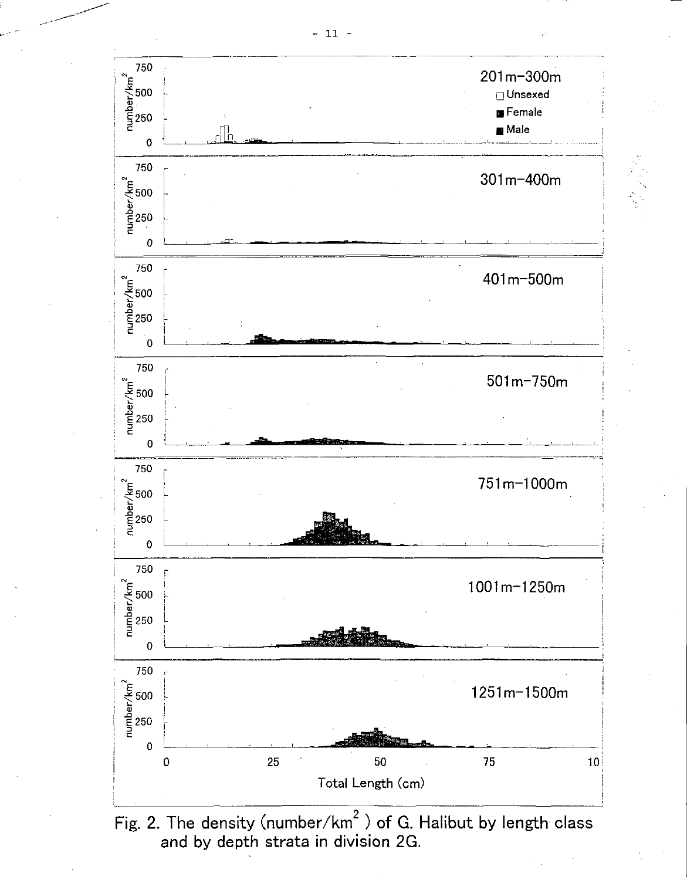Fig. 2. The density (number/km$^2$) of G. Halibut by length class and by depth strata in division 2G.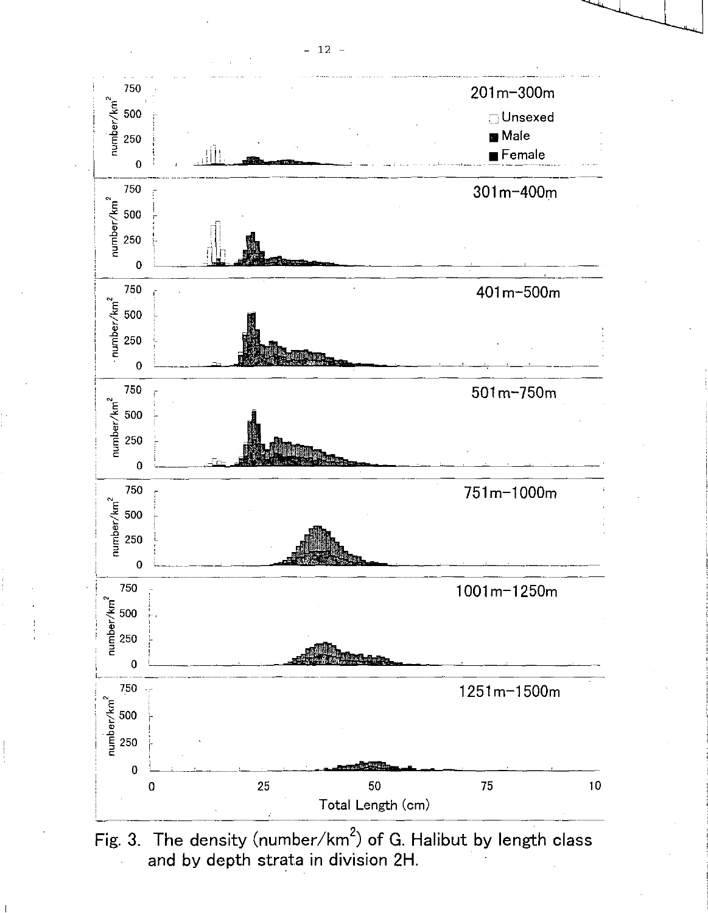Fig. 3. The density (number/km$^2$) of G. Halibut by length class and by depth strata in division 2H.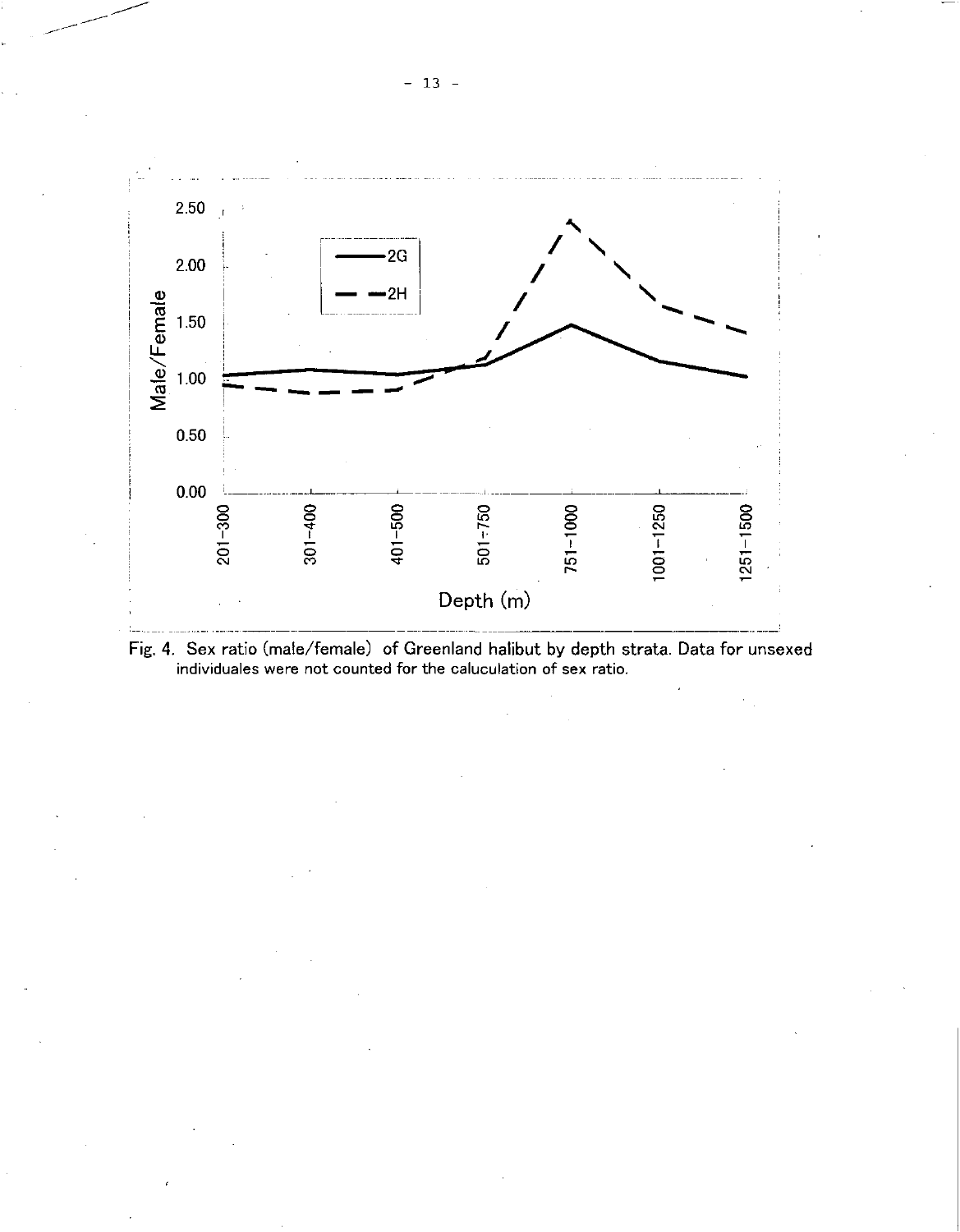Fig. 4. Sex ratio (male/female) of Greenland halibut by depth strata. Data for unsexed individuales were not counted for the caluculation of sex ratio.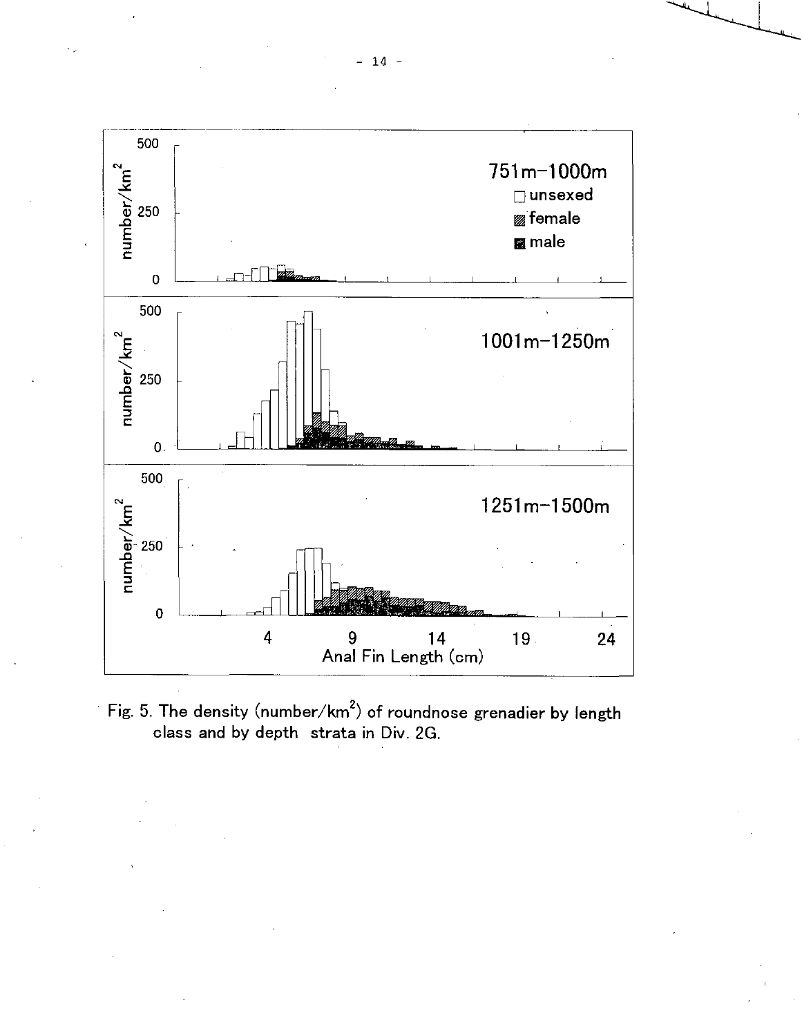Fig. 5. The density (number/km$^2$) of roundnose grenadier by length class and by depth strata in Div. 2G.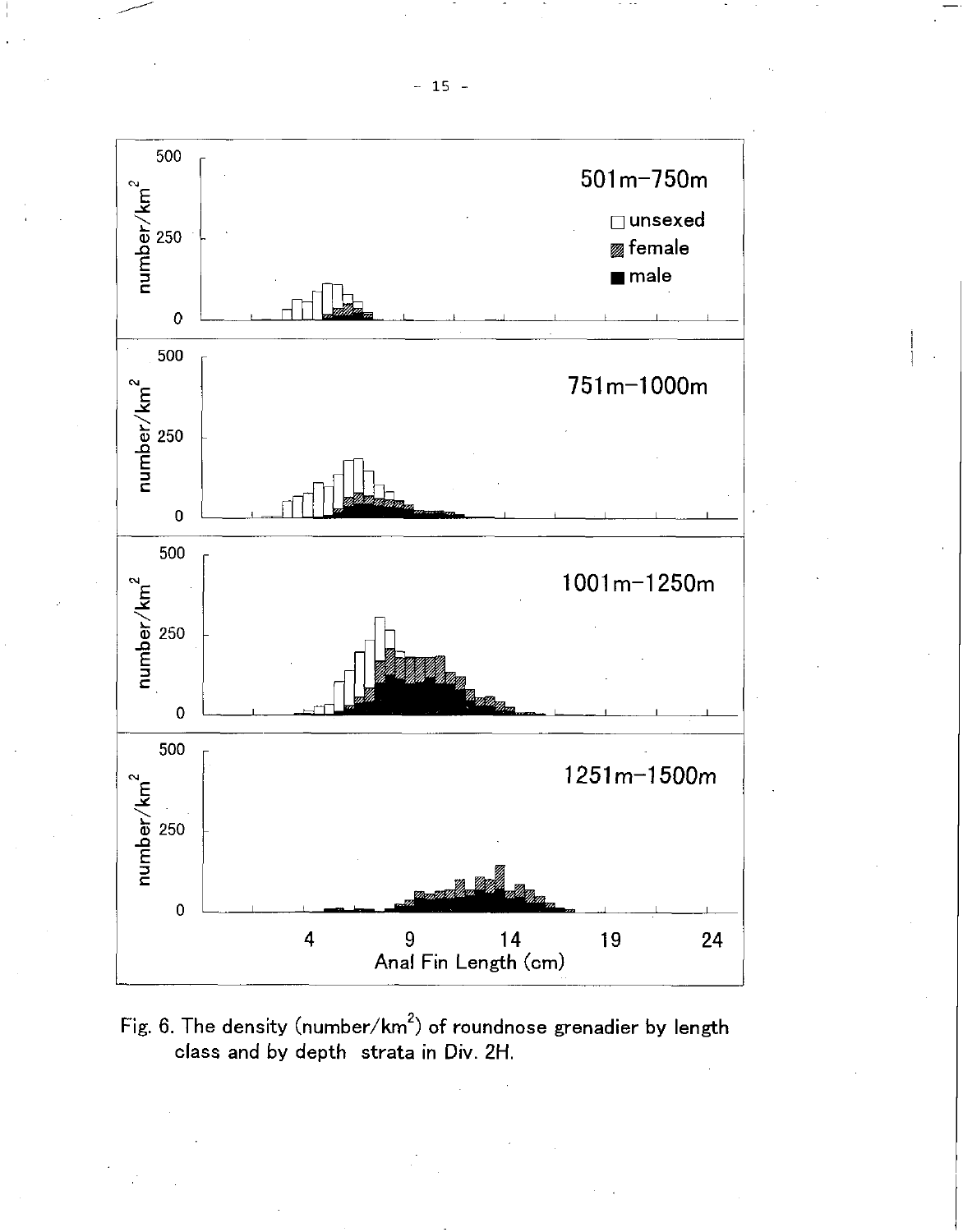Fig. 6. The density (number/km$^2$) of roundnose grenadier by length class and by depth strata in Div. 2H.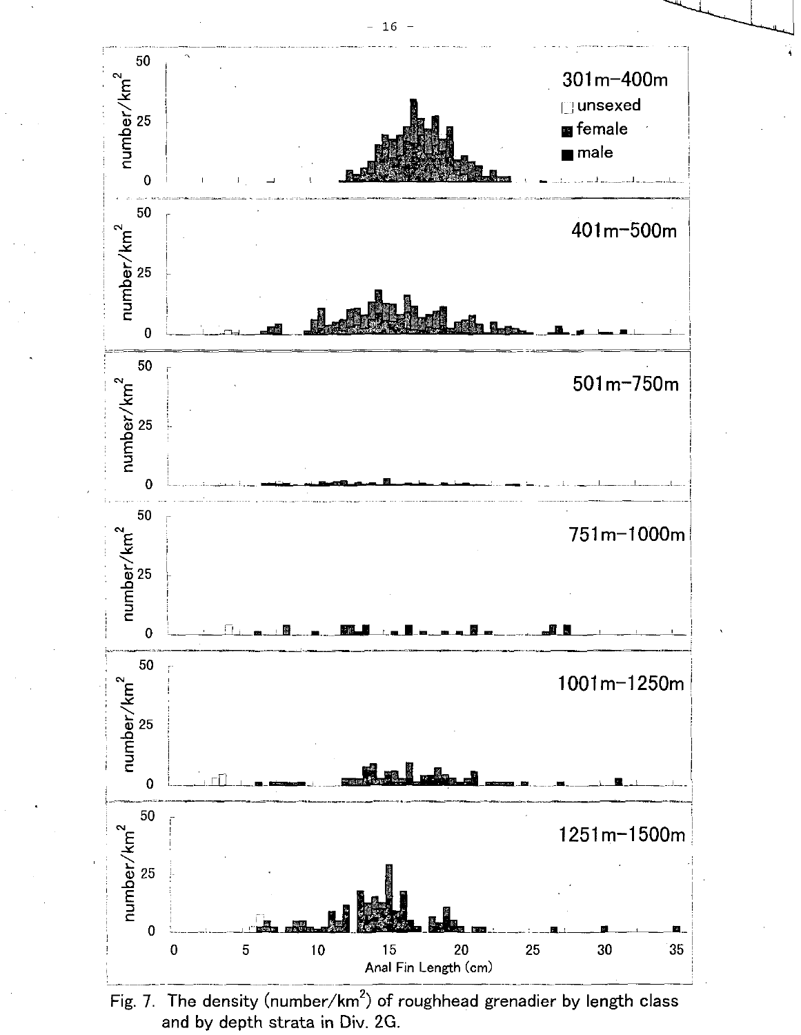Fig. 7. The density (number/km$^2$) of roughhead grenadier by length class and by depth strata in Div. 2G.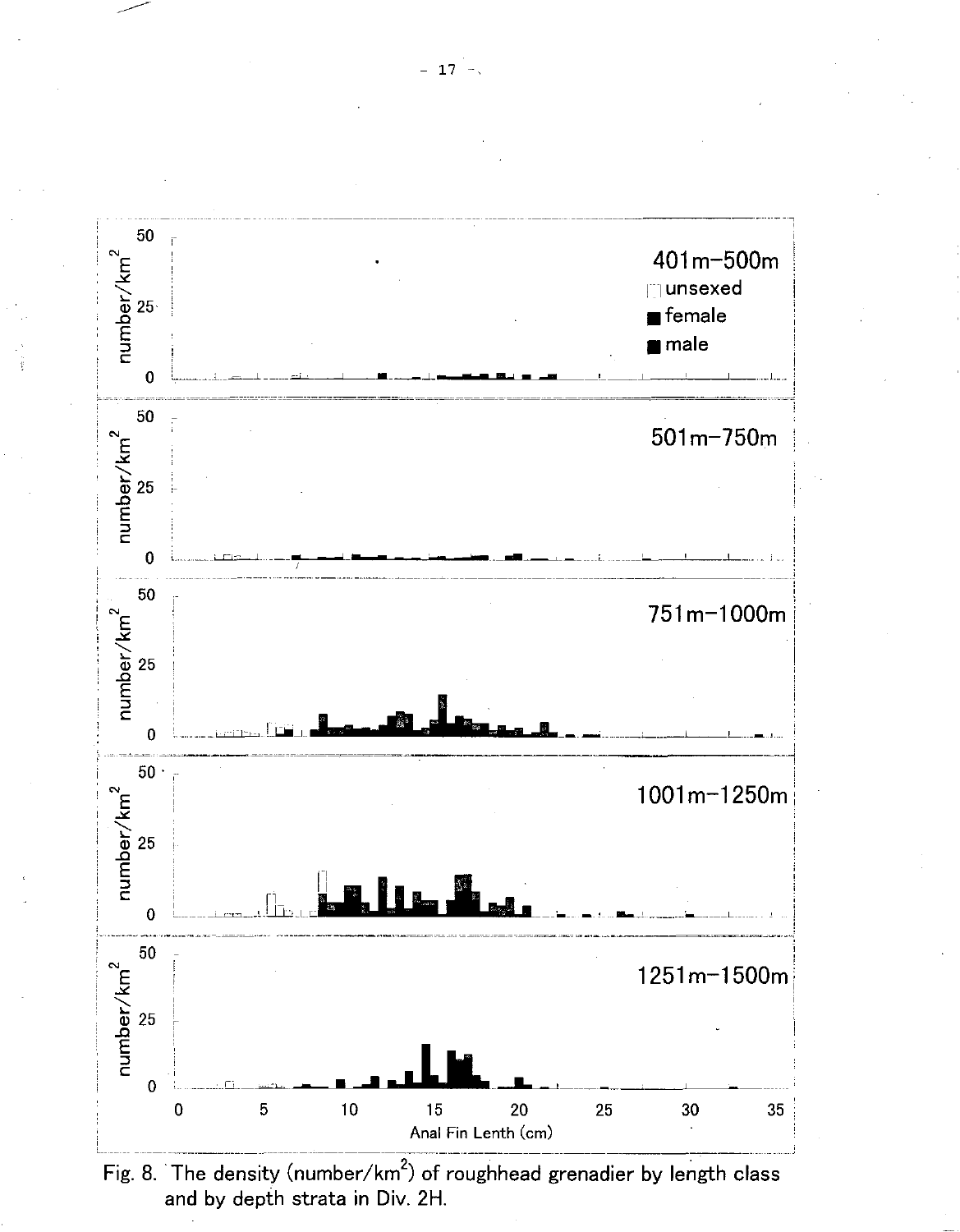Fig. 8. The density (number/km$^2$) of roughhead grenadier by length class and by depth strata in Div. 2H.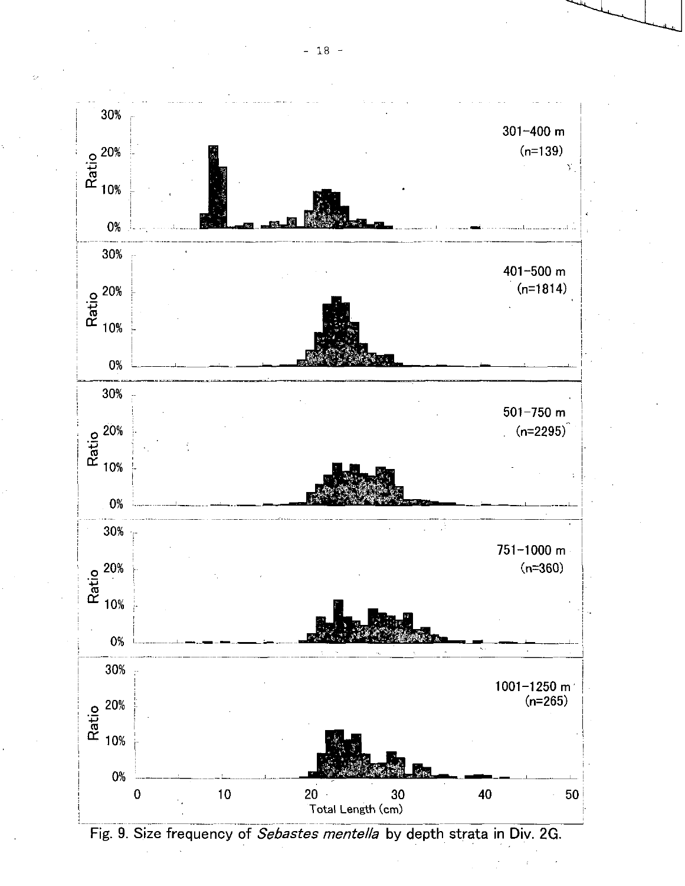Fig. 9. Size frequency of *Sebastes mentella* by depth strata in Div. 2G.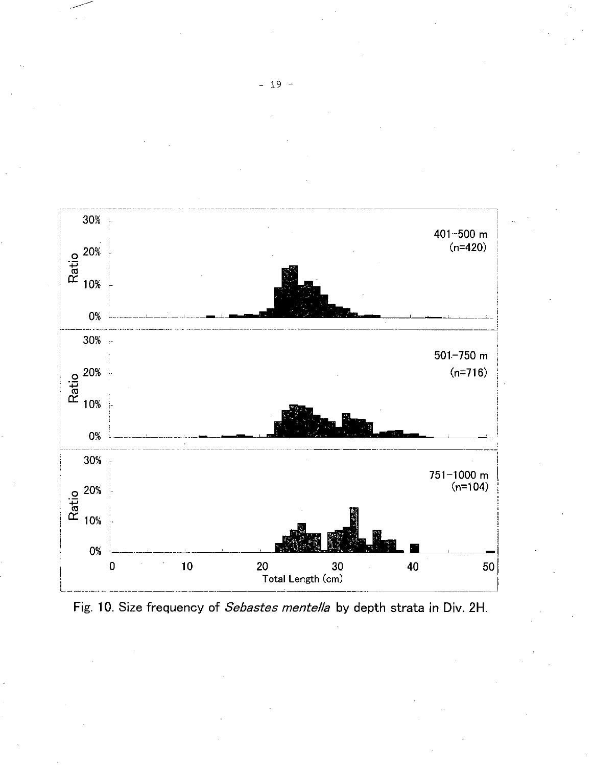30%
20%
10%
0%
Ratio
401–500 m
(n=420)

30%
20%
10%
0%
Ratio
501–750 m
(n=716)

30%
20%
10%
0%
Ratio
751–1000 m
(n=104)

0 10 20 30 40 50
Total Length (cm)

Fig. 10. Size frequency of *Sebastes mentella* by depth strata in Div. 2H.